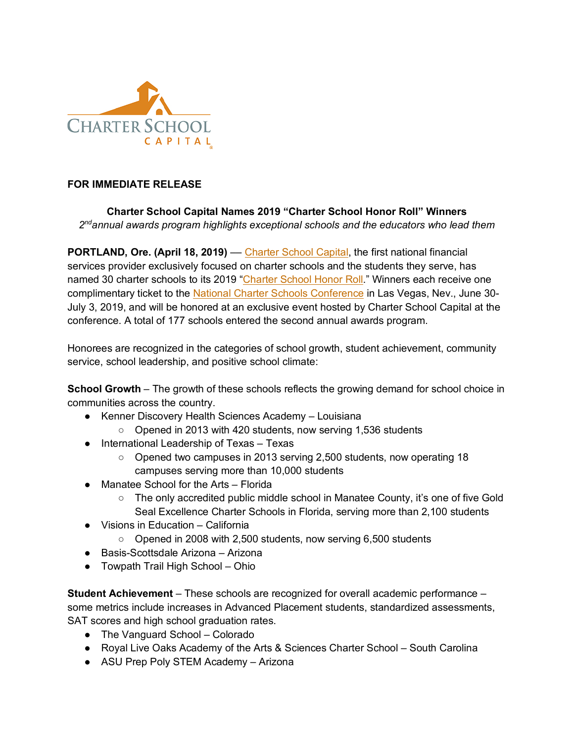CHARTER SCHOOL CAPITAL

**FOR IMMEDIATE RELEASE**

**Charter School Capital Names 2019 "Charter School Honor Roll" Winners**

*2nd annual awards program highlights exceptional schools and the educators who lead them*

**PORTLAND, Ore. (April 18, 2019)** — Charter School Capital, the first national financial services provider exclusively focused on charter schools and the students they serve, has named 30 charter schools to its 2019 "Charter School Honor Roll." Winners each receive one complimentary ticket to the National Charter Schools Conference in Las Vegas, Nev., June 30-July 3, 2019, and will be honored at an exclusive event hosted by Charter School Capital at the conference. A total of 177 schools entered the second annual awards program.

Honorees are recognized in the categories of school growth, student achievement, community service, school leadership, and positive school climate:

**School Growth** – The growth of these schools reflects the growing demand for school choice in communities across the country.

- Kenner Discovery Health Sciences Academy – Louisiana
  - Opened in 2013 with 420 students, now serving 1,536 students
- International Leadership of Texas – Texas
  - Opened two campuses in 2013 serving 2,500 students, now operating 18 campuses serving more than 10,000 students
- Manatee School for the Arts – Florida
  - The only accredited public middle school in Manatee County, it's one of five Gold Seal Excellence Charter Schools in Florida, serving more than 2,100 students
- Visions in Education – California
  - Opened in 2008 with 2,500 students, now serving 6,500 students
- Basis-Scottsdale Arizona – Arizona
- Towpath Trail High School – Ohio

**Student Achievement** – These schools are recognized for overall academic performance – some metrics include increases in Advanced Placement students, standardized assessments, SAT scores and high school graduation rates.

- The Vanguard School – Colorado
- Royal Live Oaks Academy of the Arts & Sciences Charter School – South Carolina
- ASU Prep Poly STEM Academy – Arizona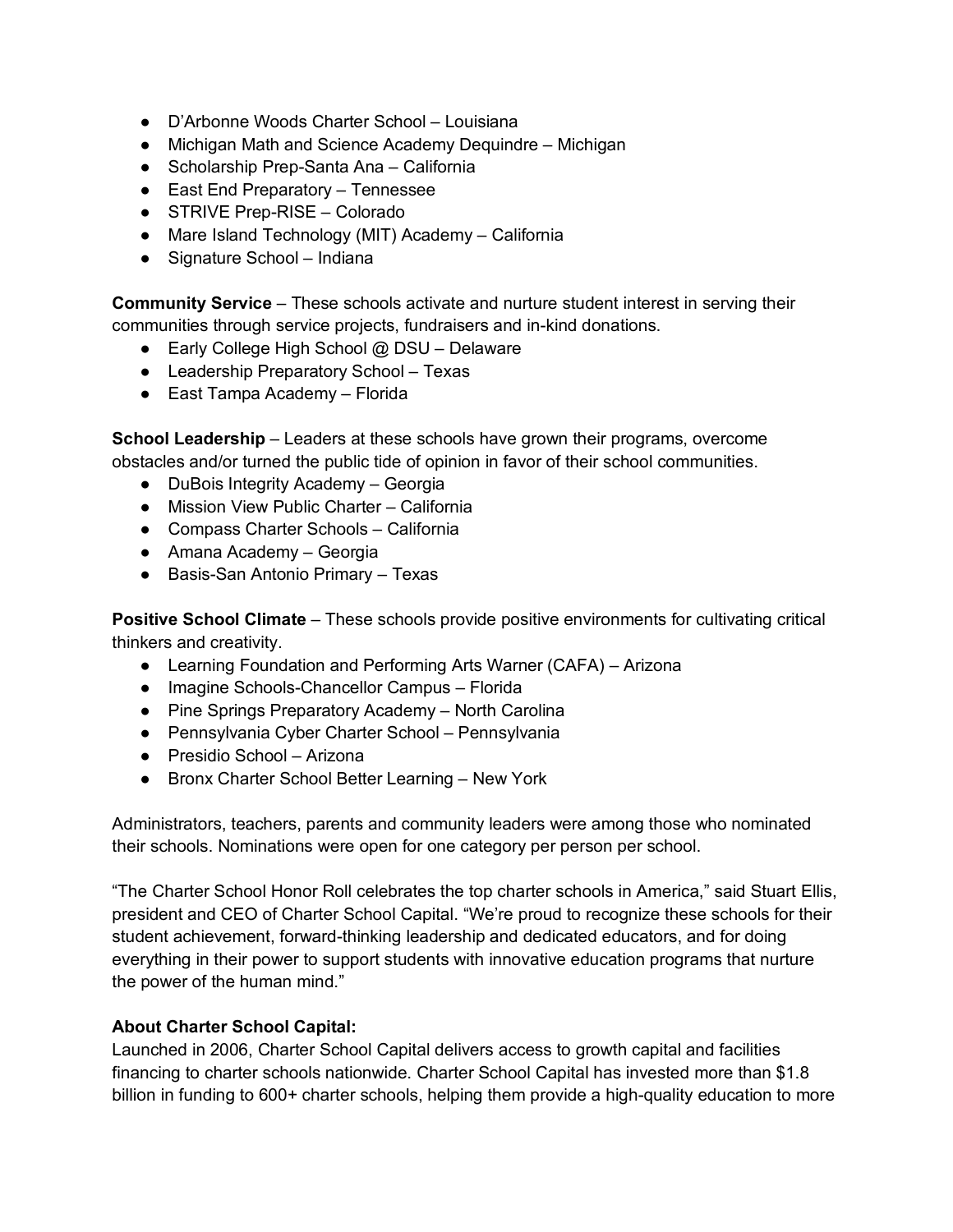- D'Arbonne Woods Charter School – Louisiana
- Michigan Math and Science Academy Dequindre – Michigan
- Scholarship Prep-Santa Ana – California
- East End Preparatory – Tennessee
- STRIVE Prep-RISE – Colorado
- Mare Island Technology (MIT) Academy – California
- Signature School – Indiana

**Community Service** – These schools activate and nurture student interest in serving their communities through service projects, fundraisers and in-kind donations.

- Early College High School @ DSU – Delaware
- Leadership Preparatory School – Texas
- East Tampa Academy – Florida

**School Leadership** – Leaders at these schools have grown their programs, overcome obstacles and/or turned the public tide of opinion in favor of their school communities.

- DuBois Integrity Academy – Georgia
- Mission View Public Charter – California
- Compass Charter Schools – California
- Amana Academy – Georgia
- Basis-San Antonio Primary – Texas

**Positive School Climate** – These schools provide positive environments for cultivating critical thinkers and creativity.

- Learning Foundation and Performing Arts Warner (CAFA) – Arizona
- Imagine Schools-Chancellor Campus – Florida
- Pine Springs Preparatory Academy – North Carolina
- Pennsylvania Cyber Charter School – Pennsylvania
- Presidio School – Arizona
- Bronx Charter School Better Learning – New York

Administrators, teachers, parents and community leaders were among those who nominated their schools. Nominations were open for one category per person per school.

"The Charter School Honor Roll celebrates the top charter schools in America," said Stuart Ellis, president and CEO of Charter School Capital. "We're proud to recognize these schools for their student achievement, forward-thinking leadership and dedicated educators, and for doing everything in their power to support students with innovative education programs that nurture the power of the human mind."

**About Charter School Capital:**

Launched in 2006, Charter School Capital delivers access to growth capital and facilities financing to charter schools nationwide. Charter School Capital has invested more than $1.8 billion in funding to 600+ charter schools, helping them provide a high-quality education to more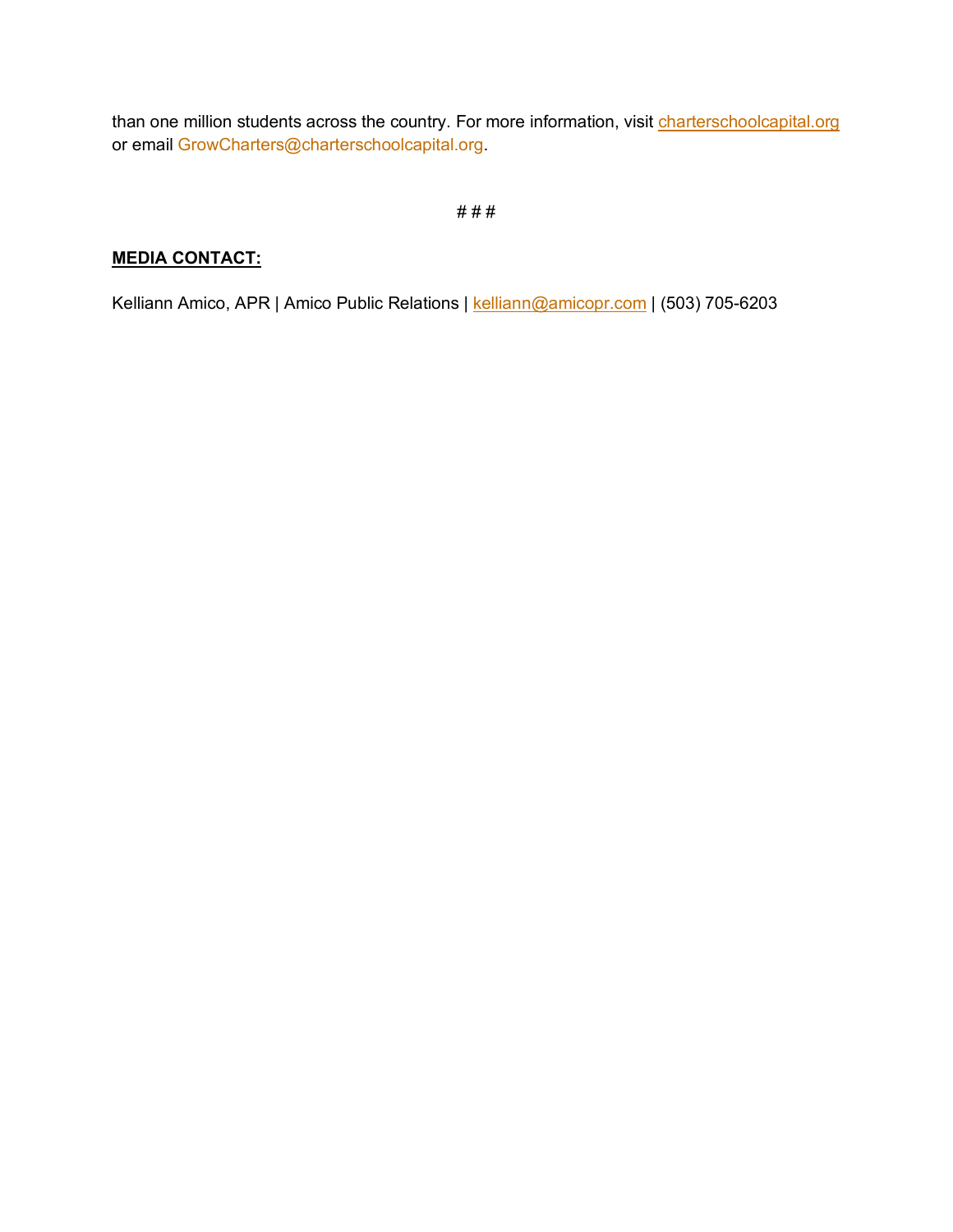than one million students across the country. For more information, visit charterschoolcapital.org or email GrowCharters@charterschoolcapital.org.

# # #

**MEDIA CONTACT:**

Kelliann Amico, APR | Amico Public Relations | kelliann@amicopr.com | (503) 705-6203